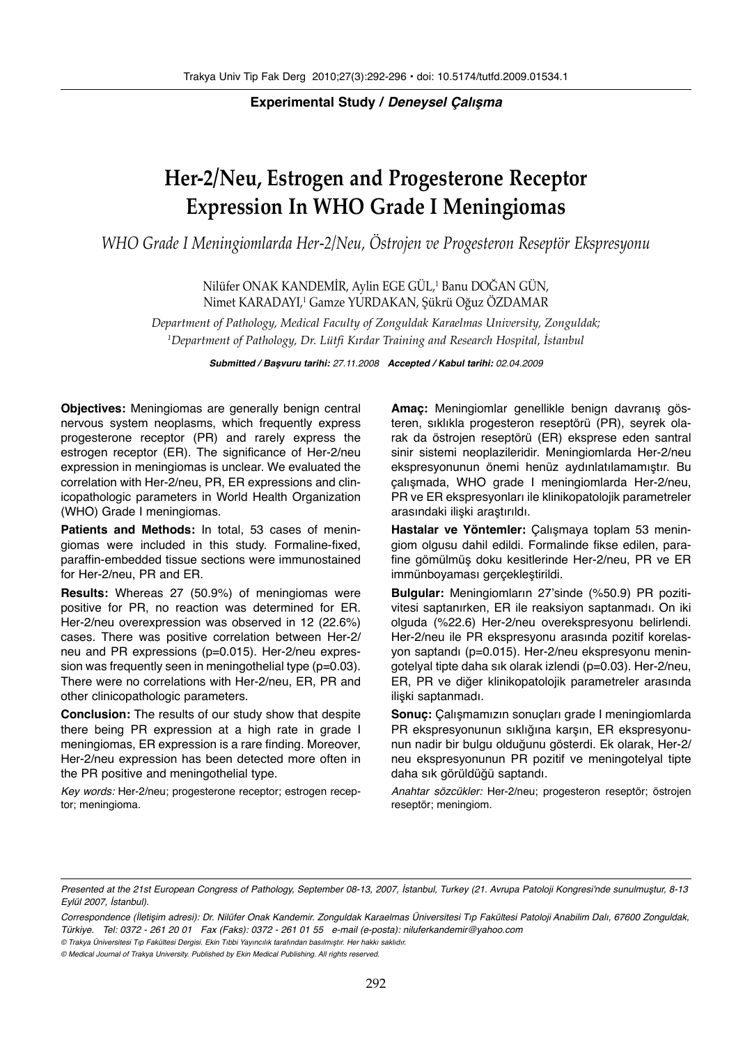**Experimental Study / *Deneysel Çalışma***

# Her-2/Neu, Estrogen and Progesterone Receptor Expression In WHO Grade I Meningiomas

*WHO Grade I Meningiomlarda Her-2/Neu, Östrojen ve Progesteron Reseptör Ekspresyonu*

Nilüfer ONAK KANDEMİR, Aylin EGE GÜL,[1] Banu DOĞAN GÜN, Nimet KARADAYI,[1] Gamze YURDAKAN, Şükrü Oğuz ÖZDAMAR

*Department of Pathology, Medical Faculty of Zonguldak Karaelmas University, Zonguldak;*
*[1]Department of Pathology, Dr. Lütfi Kırdar Training and Research Hospital, İstanbul*

***Submitted / Başvuru tarihi:** 27.11.2008* ***Accepted / Kabul tarihi:** 02.04.2009*

**Objectives:** Meningiomas are generally benign central nervous system neoplasms, which frequently express progesterone receptor (PR) and rarely express the estrogen receptor (ER). The significance of Her-2/neu expression in meningiomas is unclear. We evaluated the correlation with Her-2/neu, PR, ER expressions and clinicopathologic parameters in World Health Organization (WHO) Grade I meningiomas.

**Patients and Methods:** In total, 53 cases of meningiomas were included in this study. Formaline-fixed, paraffin-embedded tissue sections were immunostained for Her-2/neu, PR and ER.

**Results:** Whereas 27 (50.9%) of meningiomas were positive for PR, no reaction was determined for ER. Her-2/neu overexpression was observed in 12 (22.6%) cases. There was positive correlation between Her-2/neu and PR expressions (p=0.015). Her-2/neu expression was frequently seen in meningothelial type (p=0.03). There were no correlations with Her-2/neu, ER, PR and other clinicopathologic parameters.

**Conclusion:** The results of our study show that despite there being PR expression at a high rate in grade I meningiomas, ER expression is a rare finding. Moreover, Her-2/neu expression has been detected more often in the PR positive and meningothelial type.

*Key words:* Her-2/neu; progesterone receptor; estrogen receptor; meningioma.

**Amaç:** Meningiomlar genellikle benign davranış gösteren, sıklıkla progesteron reseptörü (PR), seyrek olarak da östrojen reseptörü (ER) eksprese eden santral sinir sistemi neoplazileridir. Meningiomlarda Her-2/neu ekspresyonunun önemi henüz aydınlatılamamıştır. Bu çalışmada, WHO grade I meningiomlarda Her-2/neu, PR ve ER ekspresyonları ile klinikopatolojik parametreler arasındaki ilişki araştırıldı.

**Hastalar ve Yöntemler:** Çalışmaya toplam 53 meningiom olgusu dahil edildi. Formalinde fikse edilen, parafine gömülmüş doku kesitlerinde Her-2/neu, PR ve ER immünboyaması gerçekleştirildi.

**Bulgular:** Meningiomların 27'sinde (%50.9) PR pozitivitesi saptanırken, ER ile reaksiyon saptanmadı. On iki olguda (%22.6) Her-2/neu overekspresyonu belirlendi. Her-2/neu ile PR ekspresyonu arasında pozitif korelasyon saptandı (p=0.015). Her-2/neu ekspresyonu meningotelyal tipte daha sık olarak izlendi (p=0.03). Her-2/neu, ER, PR ve diğer klinikopatolojik parametreler arasında ilişki saptanmadı.

**Sonuç:** Çalışmamızın sonuçları grade I meningiomlarda PR ekspresyonunun sıklığına karşın, ER ekspresyonunun nadir bir bulgu olduğunu gösterdi. Ek olarak, Her-2/neu ekspresyonunun PR pozitif ve meningotelyal tipte daha sık görüldüğü saptandı.

*Anahtar sözcükler:* Her-2/neu; progesteron reseptör; östrojen reseptör; meningiom.

---

*Presented at the 21st European Congress of Pathology, September 08-13, 2007, İstanbul, Turkey (21. Avrupa Patoloji Kongresi'nde sunulmuştur, 8-13 Eylül 2007, İstanbul).*

*Correspondence (İletişim adresi): Dr. Nilüfer Onak Kandemir. Zonguldak Karaelmas Üniversitesi Tıp Fakültesi Patoloji Anabilim Dalı, 67600 Zonguldak, Türkiye. Tel: 0372 - 261 20 01 Fax (Faks): 0372 - 261 01 55 e-mail (e-posta): niluferkandemir@yahoo.com*

*© Trakya Üniversitesi Tıp Fakültesi Dergisi. Ekin Tıbbi Yayıncılık tarafından basılmıştır. Her hakkı saklıdır.*

*© Medical Journal of Trakya University. Published by Ekin Medical Publishing. All rights reserved.*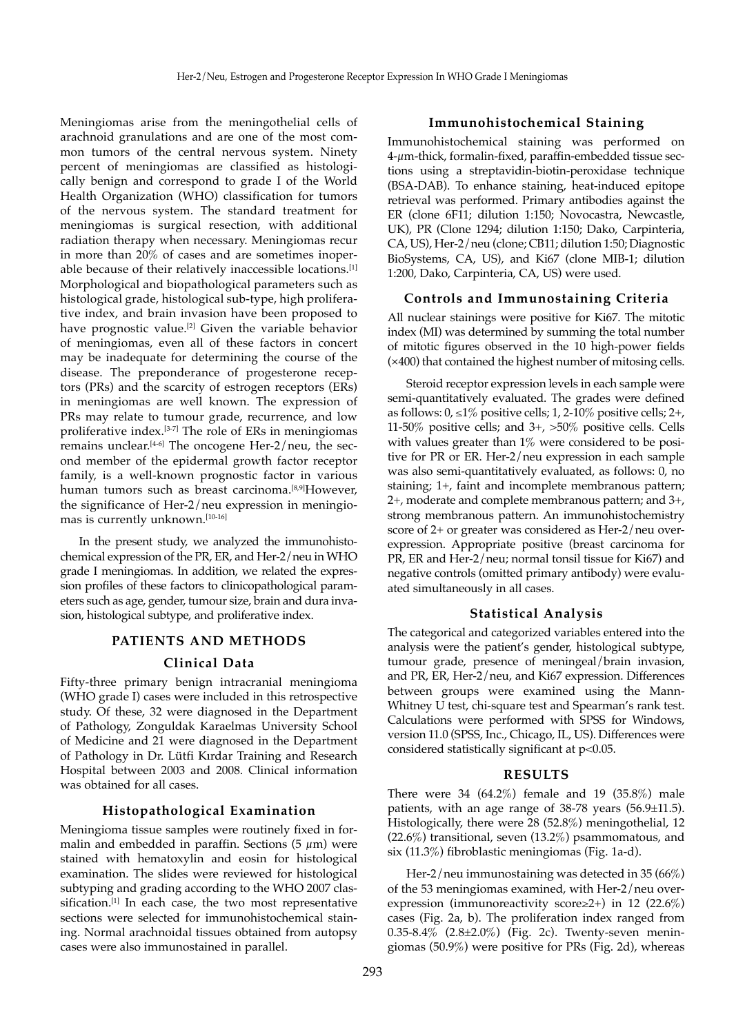Meningiomas arise from the meningothelial cells of arachnoid granulations and are one of the most common tumors of the central nervous system. Ninety percent of meningiomas are classified as histologically benign and correspond to grade I of the World Health Organization (WHO) classification for tumors of the nervous system. The standard treatment for meningiomas is surgical resection, with additional radiation therapy when necessary. Meningiomas recur in more than 20% of cases and are sometimes inoperable because of their relatively inaccessible locations.[1] Morphological and biopathological parameters such as histological grade, histological sub-type, high proliferative index, and brain invasion have been proposed to have prognostic value.[2] Given the variable behavior of meningiomas, even all of these factors in concert may be inadequate for determining the course of the disease. The preponderance of progesterone receptors (PRs) and the scarcity of estrogen receptors (ERs) in meningiomas are well known. The expression of PRs may relate to tumour grade, recurrence, and low proliferative index.[3-7] The role of ERs in meningiomas remains unclear.[4-6] The oncogene Her-2/neu, the second member of the epidermal growth factor receptor family, is a well-known prognostic factor in various human tumors such as breast carcinoma.[8,9]However, the significance of Her-2/neu expression in meningiomas is currently unknown.[10-16]

In the present study, we analyzed the immunohistochemical expression of the PR, ER, and Her-2/neu in WHO grade I meningiomas. In addition, we related the expression profiles of these factors to clinicopathological parameters such as age, gender, tumour size, brain and dura invasion, histological subtype, and proliferative index.

## PATIENTS AND METHODS

### Clinical Data

Fifty-three primary benign intracranial meningioma (WHO grade I) cases were included in this retrospective study. Of these, 32 were diagnosed in the Department of Pathology, Zonguldak Karaelmas University School of Medicine and 21 were diagnosed in the Department of Pathology in Dr. Lütfi Kırdar Training and Research Hospital between 2003 and 2008. Clinical information was obtained for all cases.

### Histopathological Examination

Meningioma tissue samples were routinely fixed in formalin and embedded in paraffin. Sections (5 $\mu$m) were stained with hematoxylin and eosin for histological examination. The slides were reviewed for histological subtyping and grading according to the WHO 2007 classification.[1] In each case, the two most representative sections were selected for immunohistochemical staining. Normal arachnoidal tissues obtained from autopsy cases were also immunostained in parallel.

### Immunohistochemical Staining

Immunohistochemical staining was performed on 4-$\mu$m-thick, formalin-fixed, paraffin-embedded tissue sections using a streptavidin-biotin-peroxidase technique (BSA-DAB). To enhance staining, heat-induced epitope retrieval was performed. Primary antibodies against the ER (clone 6F11; dilution 1:150; Novocastra, Newcastle, UK), PR (Clone 1294; dilution 1:150; Dako, Carpinteria, CA, US), Her-2/neu (clone; CB11; dilution 1:50; Diagnostic BioSystems, CA, US), and Ki67 (clone MIB-1; dilution 1:200, Dako, Carpinteria, CA, US) were used.

### Controls and Immunostaining Criteria

All nuclear stainings were positive for Ki67. The mitotic index (MI) was determined by summing the total number of mitotic figures observed in the 10 high-power fields (×400) that contained the highest number of mitosing cells.

Steroid receptor expression levels in each sample were semi-quantitatively evaluated. The grades were defined as follows: 0, ≤1% positive cells; 1, 2-10% positive cells; 2+, 11-50% positive cells; and 3+, >50% positive cells. Cells with values greater than 1% were considered to be positive for PR or ER. Her-2/neu expression in each sample was also semi-quantitatively evaluated, as follows: 0, no staining; 1+, faint and incomplete membranous pattern; 2+, moderate and complete membranous pattern; and 3+, strong membranous pattern. An immunohistochemistry score of 2+ or greater was considered as Her-2/neu overexpression. Appropriate positive (breast carcinoma for PR, ER and Her-2/neu; normal tonsil tissue for Ki67) and negative controls (omitted primary antibody) were evaluated simultaneously in all cases.

### Statistical Analysis

The categorical and categorized variables entered into the analysis were the patient's gender, histological subtype, tumour grade, presence of meningeal/brain invasion, and PR, ER, Her-2/neu, and Ki67 expression. Differences between groups were examined using the Mann-Whitney U test, chi-square test and Spearman's rank test. Calculations were performed with SPSS for Windows, version 11.0 (SPSS, Inc., Chicago, IL, US). Differences were considered statistically significant at $p<0.05$.

## RESULTS

There were 34 (64.2%) female and 19 (35.8%) male patients, with an age range of 38-78 years (56.9±11.5). Histologically, there were 28 (52.8%) meningothelial, 12 (22.6%) transitional, seven (13.2%) psammomatous, and six (11.3%) fibroblastic meningiomas (Fig. 1a-d).

Her-2/neu immunostaining was detected in 35 (66%) of the 53 meningiomas examined, with Her-2/neu overexpression (immunoreactivity score≥2+) in 12 (22.6%) cases (Fig. 2a, b). The proliferation index ranged from 0.35-8.4% (2.8±2.0%) (Fig. 2c). Twenty-seven meningiomas (50.9%) were positive for PRs (Fig. 2d), whereas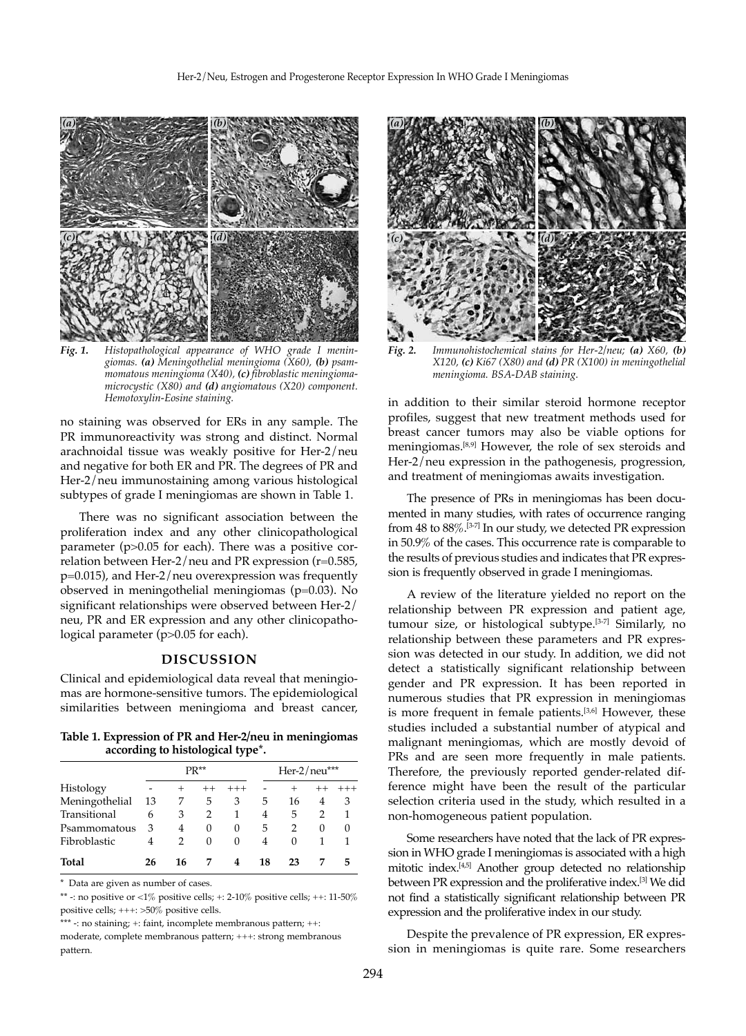*Fig. 1. Histopathological appearance of WHO grade I meningiomas. **(a)** Meningothelial meningioma (X60), **(b)** psammomatous meningioma (X40), **(c)** fibroblastic meningioma-microcystic (X80) and **(d)** angiomatous (X20) component. Hemotoxylin-Eosine staining.*

*Fig. 2. Immunohistochemical stains for Her-2/neu; **(a)** X60, **(b)** X120, **(c)** Ki67 (X80) and **(d)** PR (X100) in meningothelial meningioma. BSA-DAB staining.*

no staining was observed for ERs in any sample. The PR immunoreactivity was strong and distinct. Normal arachnoidal tissue was weakly positive for Her-2/neu and negative for both ER and PR. The degrees of PR and Her-2/neu immunostaining among various histological subtypes of grade I meningiomas are shown in Table 1.

There was no significant association between the proliferation index and any other clinicopathological parameter (p>0.05 for each). There was a positive correlation between Her-2/neu and PR expression (r=0.585, p=0.015), and Her-2/neu overexpression was frequently observed in meningothelial meningiomas (p=0.03). No significant relationships were observed between Her-2/neu, PR and ER expression and any other clinicopathological parameter (p>0.05 for each).

## DISCUSSION

Clinical and epidemiological data reveal that meningiomas are hormone-sensitive tumors. The epidemiological similarities between meningioma and breast cancer, in addition to their similar steroid hormone receptor profiles, suggest that new treatment methods used for breast cancer tumors may also be viable options for meningiomas.[8,9] However, the role of sex steroids and Her-2/neu expression in the pathogenesis, progression, and treatment of meningiomas awaits investigation.

**Table 1. Expression of PR and Her-2/neu in meningiomas according to histological type*.**

| | PR** | | | | Her-2/neu*** | | | |
|---|---|---|---|---|---|---|---|---|
| Histology | - | + | ++ | +++ | - | + | ++ | +++ |
| Meningothelial | 13 | 7 | 5 | 3 | 5 | 16 | 4 | 3 |
| Transitional | 6 | 3 | 2 | 1 | 4 | 5 | 2 | 1 |
| Psammomatous | 3 | 4 | 0 | 0 | 5 | 2 | 0 | 0 |
| Fibroblastic | 4 | 2 | 0 | 0 | 4 | 0 | 1 | 1 |
| **Total** | **26** | **16** | **7** | **4** | **18** | **23** | **7** | **5** |

\* Data are given as number of cases.

** -: no positive or <1% positive cells; +: 2-10% positive cells; ++: 11-50% positive cells; +++: >50% positive cells.

*** -: no staining; +: faint, incomplete membranous pattern; ++: moderate, complete membranous pattern; +++: strong membranous pattern.

The presence of PRs in meningiomas has been documented in many studies, with rates of occurrence ranging from 48 to 88%.[3-7] In our study, we detected PR expression in 50.9% of the cases. This occurrence rate is comparable to the results of previous studies and indicates that PR expression is frequently observed in grade I meningiomas.

A review of the literature yielded no report on the relationship between PR expression and patient age, tumour size, or histological subtype.[3-7] Similarly, no relationship between these parameters and PR expression was detected in our study. In addition, we did not detect a statistically significant relationship between gender and PR expression. It has been reported in numerous studies that PR expression in meningiomas is more frequent in female patients.[3,6] However, these studies included a substantial number of atypical and malignant meningiomas, which are mostly devoid of PRs and are seen more frequently in male patients. Therefore, the previously reported gender-related difference might have been the result of the particular selection criteria used in the study, which resulted in a non-homogeneous patient population.

Some researchers have noted that the lack of PR expression in WHO grade I meningiomas is associated with a high mitotic index.[4,5] Another group detected no relationship between PR expression and the proliferative index.[3] We did not find a statistically significant relationship between PR expression and the proliferative index in our study.

Despite the prevalence of PR expression, ER expression in meningiomas is quite rare. Some researchers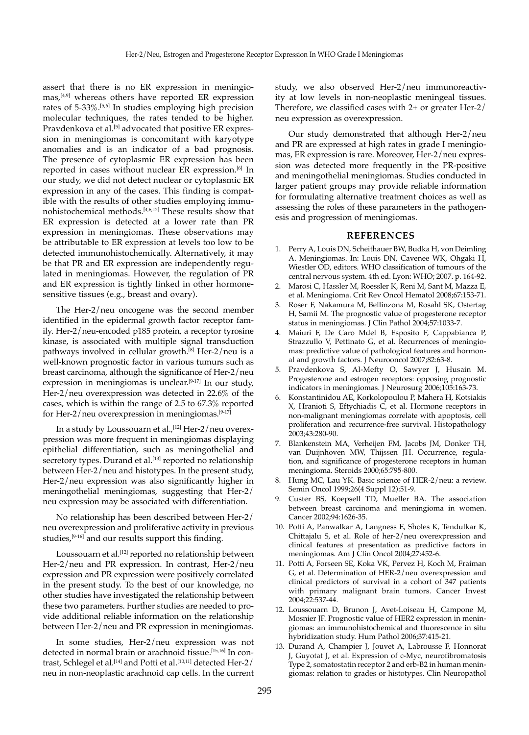assert that there is no ER expression in meningiomas,[4,9] whereas others have reported ER expression rates of 5-33%.[5,6] In studies employing high precision molecular techniques, the rates tended to be higher. Pravdenkova et al.[5] advocated that positive ER expression in meningiomas is concomitant with karyotype anomalies and is an indicator of a bad prognosis. The presence of cytoplasmic ER expression has been reported in cases without nuclear ER expression.[6] In our study, we did not detect nuclear or cytoplasmic ER expression in any of the cases. This finding is compatible with the results of other studies employing immunohistochemical methods.[4,6,12] These results show that ER expression is detected at a lower rate than PR expression in meningiomas. These observations may be attributable to ER expression at levels too low to be detected immunohistochemically. Alternatively, it may be that PR and ER expression are independently regulated in meningiomas. However, the regulation of PR and ER expression is tightly linked in other hormone-sensitive tissues (e.g., breast and ovary).

The Her-2/neu oncogene was the second member identified in the epidermal growth factor receptor family. Her-2/neu-encoded p185 protein, a receptor tyrosine kinase, is associated with multiple signal transduction pathways involved in cellular growth.[8] Her-2/neu is a well-known prognostic factor in various tumurs such as breast carcinoma, although the significance of Her-2/neu expression in meningiomas is unclear.[9-17] In our study, Her-2/neu overexpression was detected in 22.6% of the cases, which is within the range of 2.5 to 67.3% reported for Her-2/neu overexpression in meningiomas.[9-17]

In a study by Loussouarn et al.,[12] Her-2/neu overexpression was more frequent in meningiomas displaying epithelial differentiation, such as meningothelial and secretory types. Durand et al.[13] reported no relationship between Her-2/neu and histotypes. In the present study, Her-2/neu expression was also significantly higher in meningothelial meningiomas, suggesting that Her-2/neu expression may be associated with differentiation.

No relationship has been described between Her-2/neu overexpression and proliferative activity in previous studies,[9-16] and our results support this finding.

Loussouarn et al.[12] reported no relationship between Her-2/neu and PR expression. In contrast, Her-2/neu expression and PR expression were positively correlated in the present study. To the best of our knowledge, no other studies have investigated the relationship between these two parameters. Further studies are needed to provide additional reliable information on the relationship between Her-2/neu and PR expression in meningiomas.

In some studies, Her-2/neu expression was not detected in normal brain or arachnoid tissue.[15,16] In contrast, Schlegel et al.[14] and Potti et al.[10,11] detected Her-2/neu in non-neoplastic arachnoid cap cells. In the current study, we also observed Her-2/neu immunoreactivity at low levels in non-neoplastic meningeal tissues. Therefore, we classified cases with 2+ or greater Her-2/neu expression as overexpression.

Our study demonstrated that although Her-2/neu and PR are expressed at high rates in grade I meningiomas, ER expression is rare. Moreover, Her-2/neu expression was detected more frequently in the PR-positive and meningothelial meningiomas. Studies conducted in larger patient groups may provide reliable information for formulating alternative treatment choices as well as assessing the roles of these parameters in the pathogenesis and progression of meningiomas.

## REFERENCES

1. Perry A, Louis DN, Scheithauer BW, Budka H, von Deimling A. Meningiomas. In: Louis DN, Cavenee WK, Ohgaki H, Wiestler OD, editors. WHO classification of tumours of the central nervous system. 4th ed. Lyon: WHO; 2007. p. 164-92.
2. Marosi C, Hassler M, Roessler K, Reni M, Sant M, Mazza E, et al. Meningioma. Crit Rev Oncol Hematol 2008;67:153-71.
3. Roser F, Nakamura M, Bellinzona M, Rosahl SK, Ostertag H, Samii M. The prognostic value of progesterone receptor status in meningiomas. J Clin Pathol 2004;57:1033-7.
4. Maiuri F, De Caro Mdel B, Esposito F, Cappabianca P, Strazzullo V, Pettinato G, et al. Recurrences of meningiomas: predictive value of pathological features and hormonal and growth factors. J Neurooncol 2007;82:63-8.
5. Pravdenkova S, Al-Mefty O, Sawyer J, Husain M. Progesterone and estrogen receptors: opposing prognostic indicators in meningiomas. J Neurosurg 2006;105:163-73.
6. Konstantinidou AE, Korkolopoulou P, Mahera H, Kotsiakis X, Hranioti S, Eftychiadis C, et al. Hormone receptors in non-malignant meningiomas correlate with apoptosis, cell proliferation and recurrence-free survival. Histopathology 2003;43:280-90.
7. Blankenstein MA, Verheijen FM, Jacobs JM, Donker TH, van Duijnhoven MW, Thijssen JH. Occurrence, regulation, and significance of progesterone receptors in human meningioma. Steroids 2000;65:795-800.
8. Hung MC, Lau YK. Basic science of HER-2/neu: a review. Semin Oncol 1999;26(4 Suppl 12):51-9.
9. Custer BS, Koepsell TD, Mueller BA. The association between breast carcinoma and meningioma in women. Cancer 2002;94:1626-35.
10. Potti A, Panwalkar A, Langness E, Sholes K, Tendulkar K, Chittajalu S, et al. Role of her-2/neu overexpression and clinical features at presentation as predictive factors in meningiomas. Am J Clin Oncol 2004;27:452-6.
11. Potti A, Forseen SE, Koka VK, Pervez H, Koch M, Fraiman G, et al. Determination of HER-2/neu overexpression and clinical predictors of survival in a cohort of 347 patients with primary malignant brain tumors. Cancer Invest 2004;22:537-44.
12. Loussouarn D, Brunon J, Avet-Loiseau H, Campone M, Mosnier JF. Prognostic value of HER2 expression in meningiomas: an immunohistochemical and fluorescence in situ hybridization study. Hum Pathol 2006;37:415-21.
13. Durand A, Champier J, Jouvet A, Labrousse F, Honnorat J, Guyotat J, et al. Expression of c-Myc, neurofibromatosis Type 2, somatostatin receptor 2 and erb-B2 in human meningiomas: relation to grades or histotypes. Clin Neuropathol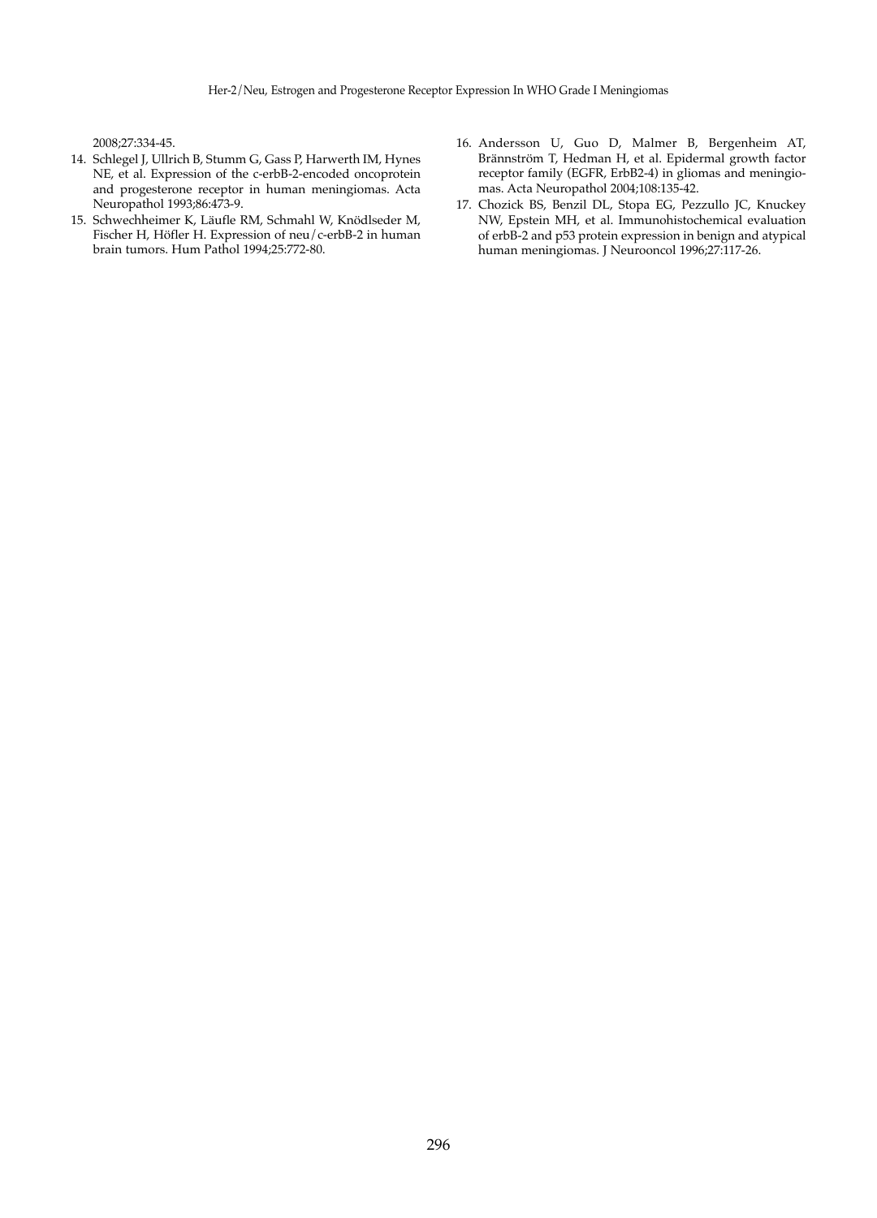2008;27:334-45.

14. Schlegel J, Ullrich B, Stumm G, Gass P, Harwerth IM, Hynes NE, et al. Expression of the c-erbB-2-encoded oncoprotein and progesterone receptor in human meningiomas. Acta Neuropathol 1993;86:473-9.
15. Schwechheimer K, Läufle RM, Schmahl W, Knödlseder M, Fischer H, Höfler H. Expression of neu/c-erbB-2 in human brain tumors. Hum Pathol 1994;25:772-80.
16. Andersson U, Guo D, Malmer B, Bergenheim AT, Brännström T, Hedman H, et al. Epidermal growth factor receptor family (EGFR, ErbB2-4) in gliomas and meningiomas. Acta Neuropathol 2004;108:135-42.
17. Chozick BS, Benzil DL, Stopa EG, Pezzullo JC, Knuckey NW, Epstein MH, et al. Immunohistochemical evaluation of erbB-2 and p53 protein expression in benign and atypical human meningiomas. J Neurooncol 1996;27:117-26.